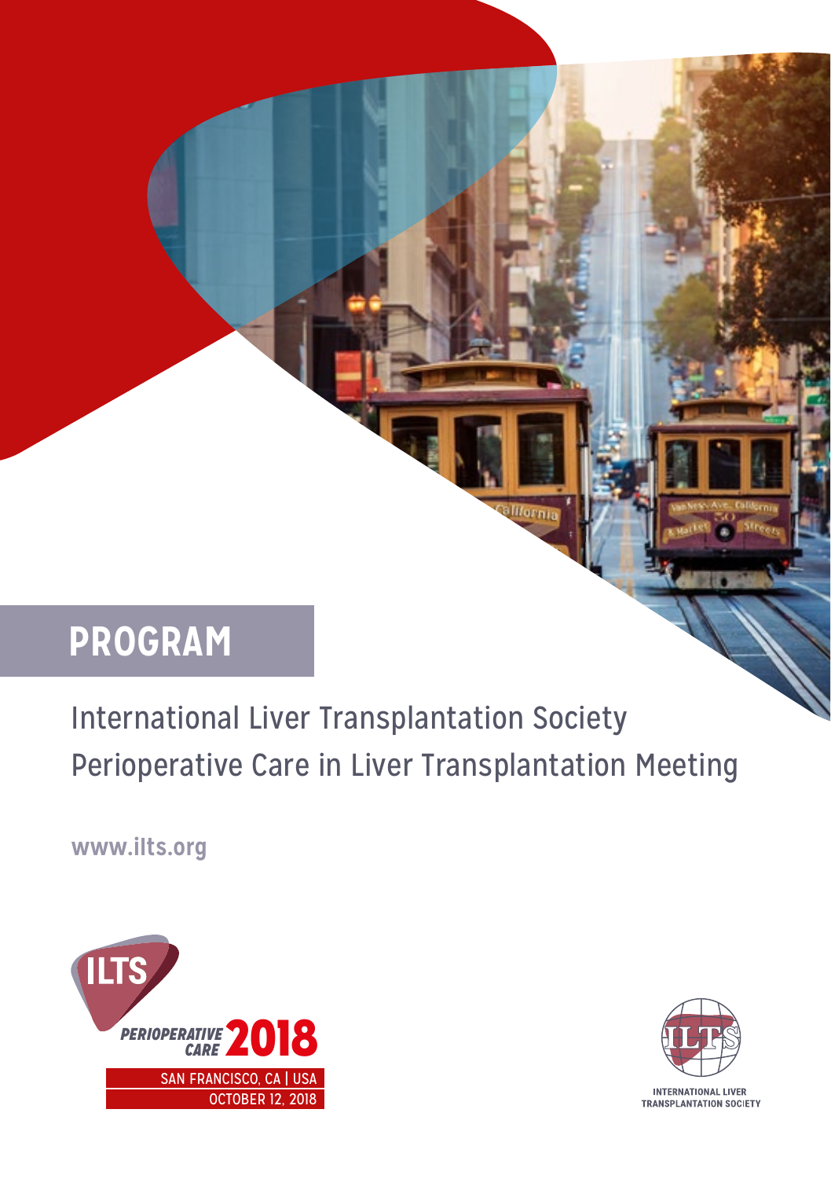# PROGRAM

International Liver Transplantation Society
Perioperative Care in Liver Transplantation Meeting

www.ilts.org

ILTS PERIOPERATIVE CARE 2018

SAN FRANCISCO, CA | USA
OCTOBER 12, 2018

INTERNATIONAL LIVER TRANSPLANTATION SOCIETY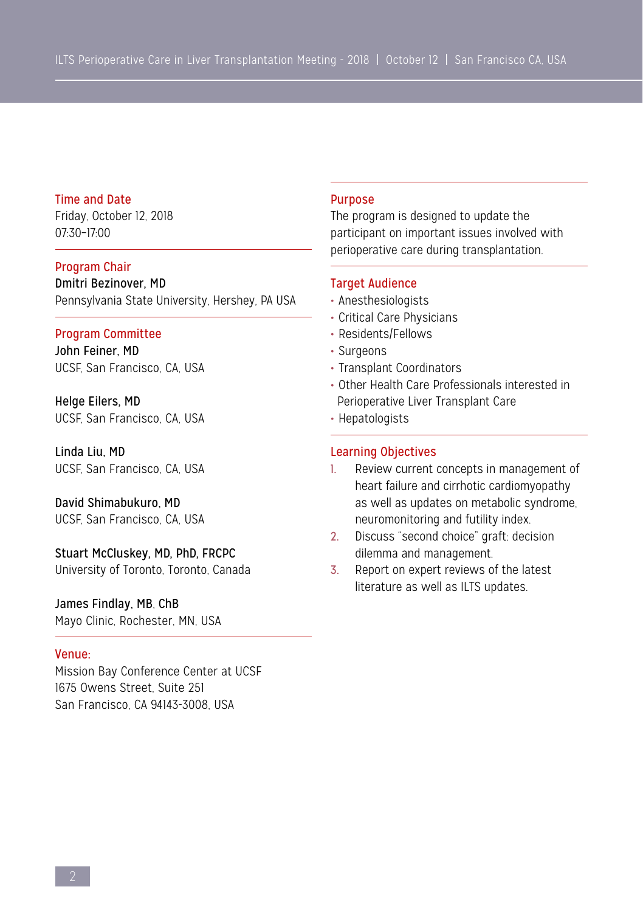## Time and Date

Friday, October 12, 2018
07:30–17:00

## Program Chair

**Dmitri Bezinover, MD**
Pennsylvania State University, Hershey, PA USA

## Program Committee

**John Feiner, MD**
UCSF, San Francisco, CA, USA

**Helge Eilers, MD**
UCSF, San Francisco, CA, USA

**Linda Liu, MD**
UCSF, San Francisco, CA, USA

**David Shimabukuro, MD**
UCSF, San Francisco, CA, USA

**Stuart McCluskey, MD, PhD, FRCPC**
University of Toronto, Toronto, Canada

**James Findlay, MB, ChB**
Mayo Clinic, Rochester, MN, USA

## Venue:

Mission Bay Conference Center at UCSF
1675 Owens Street, Suite 251
San Francisco, CA 94143-3008, USA

## Purpose

The program is designed to update the participant on important issues involved with perioperative care during transplantation.

## Target Audience

- Anesthesiologists
- Critical Care Physicians
- Residents/Fellows
- Surgeons
- Transplant Coordinators
- Other Health Care Professionals interested in Perioperative Liver Transplant Care
- Hepatologists

## Learning Objectives

1. Review current concepts in management of heart failure and cirrhotic cardiomyopathy as well as updates on metabolic syndrome, neuromonitoring and futility index.
2. Discuss "second choice" graft: decision dilemma and management.
3. Report on expert reviews of the latest literature as well as ILTS updates.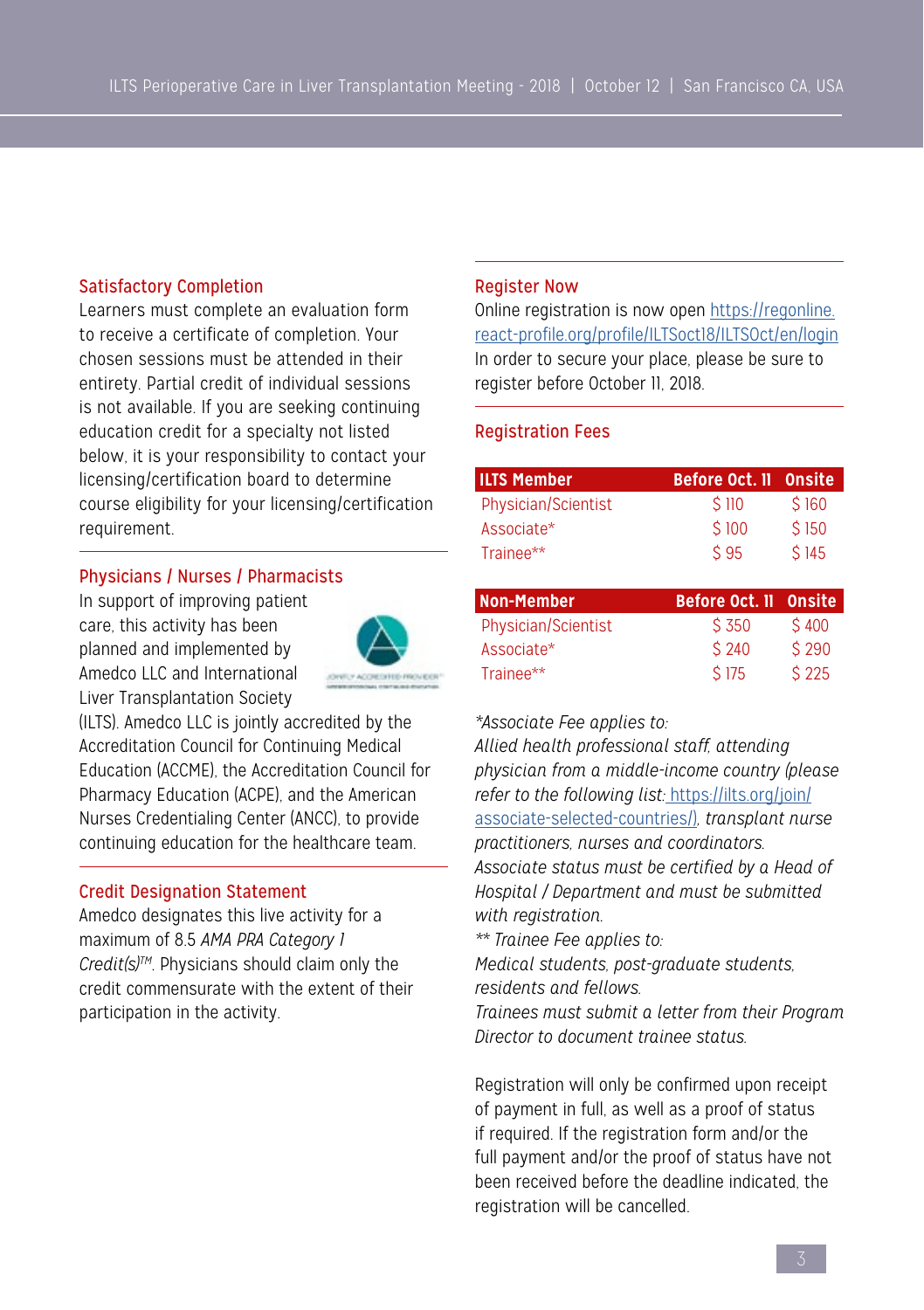## Satisfactory Completion

Learners must complete an evaluation form to receive a certificate of completion. Your chosen sessions must be attended in their entirety. Partial credit of individual sessions is not available. If you are seeking continuing education credit for a specialty not listed below, it is your responsibility to contact your licensing/certification board to determine course eligibility for your licensing/certification requirement.

## Physicians / Nurses / Pharmacists

In support of improving patient care, this activity has been planned and implemented by Amedco LLC and International Liver Transplantation Society (ILTS). Amedco LLC is jointly accredited by the Accreditation Council for Continuing Medical Education (ACCME), the Accreditation Council for Pharmacy Education (ACPE), and the American Nurses Credentialing Center (ANCC), to provide continuing education for the healthcare team.

## Credit Designation Statement

Amedco designates this live activity for a maximum of 8.5 *AMA PRA Category 1 Credit(s)*™. Physicians should claim only the credit commensurate with the extent of their participation in the activity.

## Register Now

Online registration is now open https://regonline.react-profile.org/profile/ILTSoct18/ILTSOct/en/login
In order to secure your place, please be sure to register before October 11, 2018.

## Registration Fees

| ILTS Member | Before Oct. 11 | Onsite |
|---|---|---|
| Physician/Scientist | $ 110 | $ 160 |
| Associate* | $ 100 | $ 150 |
| Trainee** | $ 95 | $ 145 |

| Non-Member | Before Oct. 11 | Onsite |
|---|---|---|
| Physician/Scientist | $ 350 | $ 400 |
| Associate* | $ 240 | $ 290 |
| Trainee** | $ 175 | $ 225 |

*\*Associate Fee applies to:*
*Allied health professional staff, attending physician from a middle-income country (please refer to the following list:* https://ilts.org/join/associate-selected-countries/)*, transplant nurse practitioners, nurses and coordinators.*
*Associate status must be certified by a Head of Hospital / Department and must be submitted with registration.*
*\*\* Trainee Fee applies to:*
*Medical students, post-graduate students, residents and fellows.*
*Trainees must submit a letter from their Program Director to document trainee status.*

Registration will only be confirmed upon receipt of payment in full, as well as a proof of status if required. If the registration form and/or the full payment and/or the proof of status have not been received before the deadline indicated, the registration will be cancelled.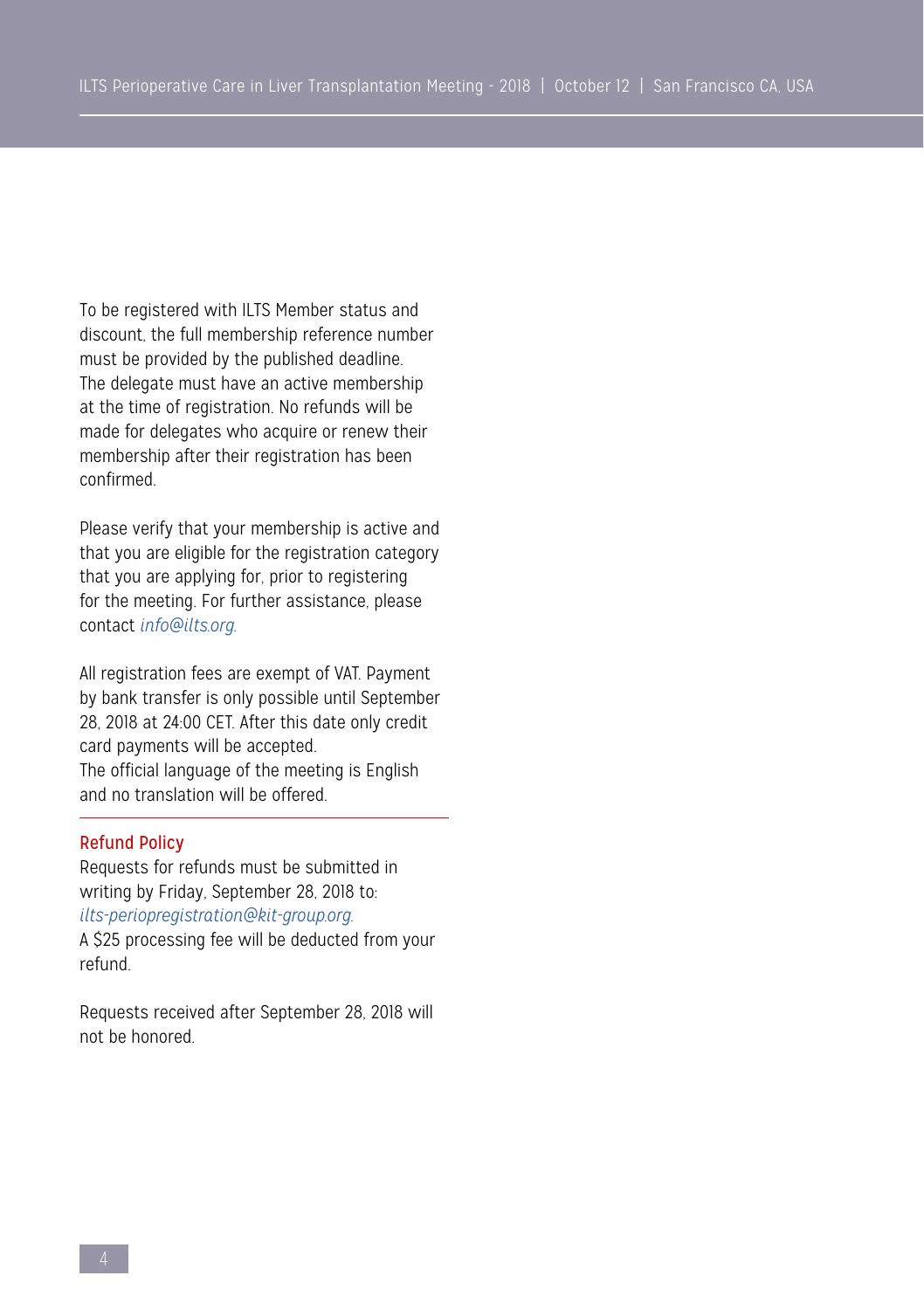To be registered with ILTS Member status and discount, the full membership reference number must be provided by the published deadline. The delegate must have an active membership at the time of registration. No refunds will be made for delegates who acquire or renew their membership after their registration has been confirmed.

Please verify that your membership is active and that you are eligible for the registration category that you are applying for, prior to registering for the meeting. For further assistance, please contact *info@ilts.org.*

All registration fees are exempt of VAT. Payment by bank transfer is only possible until September 28, 2018 at 24:00 CET. After this date only credit card payments will be accepted.
The official language of the meeting is English and no translation will be offered.

## Refund Policy

Requests for refunds must be submitted in writing by Friday, September 28, 2018 to:
*ilts-periopregistration@kit-group.org.*
A $25 processing fee will be deducted from your refund.

Requests received after September 28, 2018 will not be honored.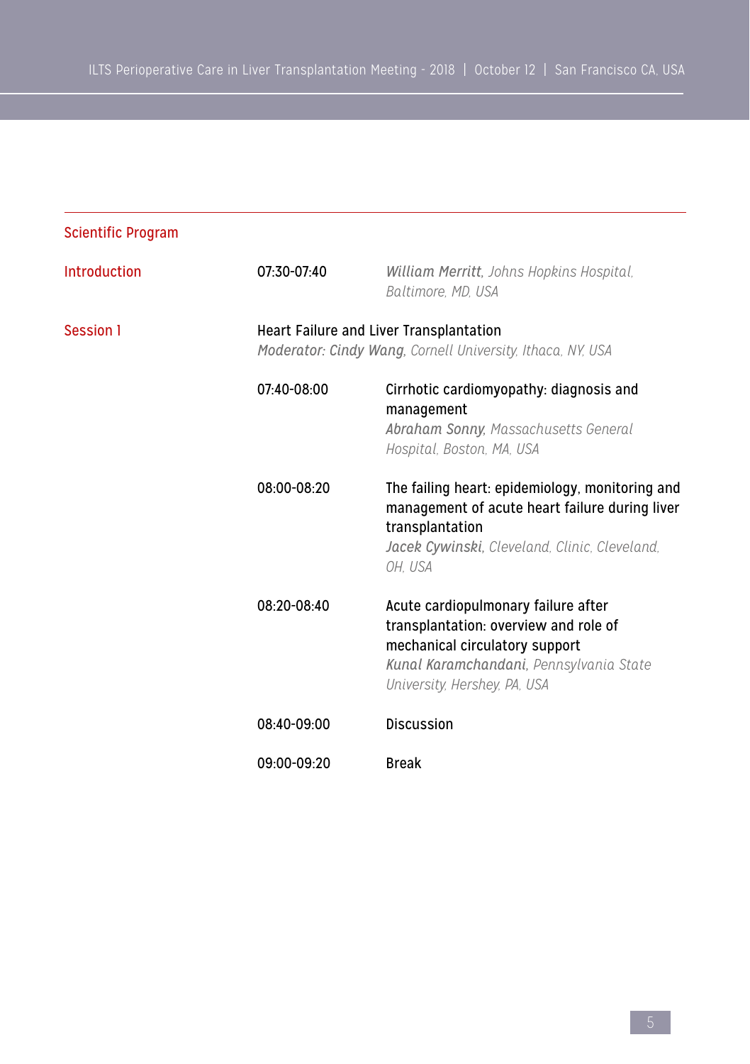## Scientific Program

**Introduction**

07:30-07:40 — ***William Merritt**, Johns Hopkins Hospital, Baltimore, MD, USA*

**Session 1**

Heart Failure and Liver Transplantation
***Moderator: Cindy Wang**, Cornell University, Ithaca, NY, USA*

| | |
|---|---|
| 07:40-08:00 | Cirrhotic cardiomyopathy: diagnosis and management<br>***Abraham Sonny**, Massachusetts General Hospital, Boston, MA, USA* |
| 08:00-08:20 | The failing heart: epidemiology, monitoring and management of acute heart failure during liver transplantation<br>***Jacek Cywinski**, Cleveland, Clinic, Cleveland, OH, USA* |
| 08:20-08:40 | Acute cardiopulmonary failure after transplantation: overview and role of mechanical circulatory support<br>***Kunal Karamchandani**, Pennsylvania State University, Hershey, PA, USA* |
| 08:40-09:00 | Discussion |
| 09:00-09:20 | Break |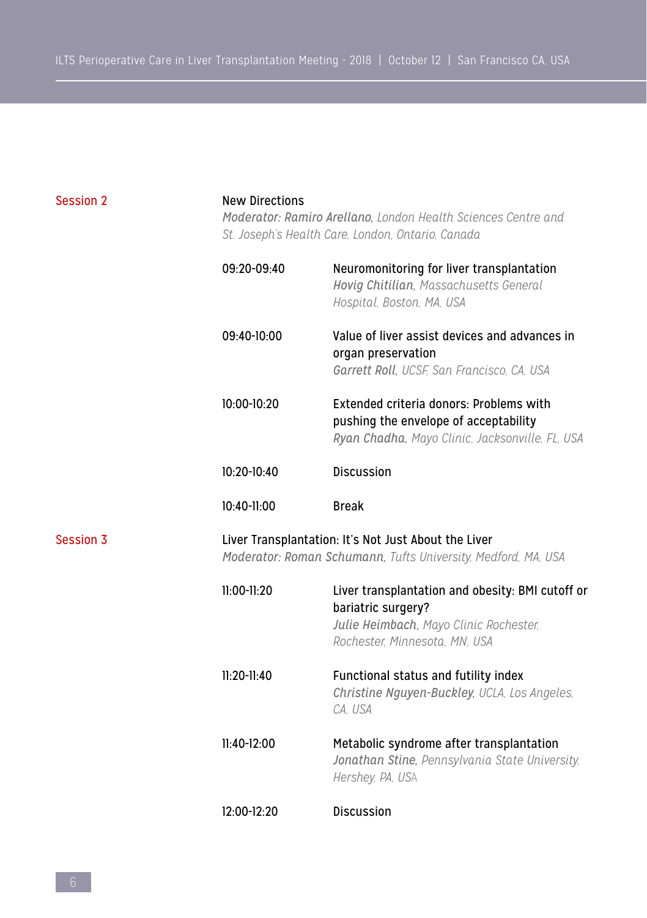## Session 2

### New Directions

***Moderator: Ramiro Arellano****, London Health Sciences Centre and St. Joseph's Health Care, London, Ontario, Canada*

| | |
|---|---|
| 09:20-09:40 | Neuromonitoring for liver transplantation<br>***Hovig Chitilian****, Massachusetts General Hospital, Boston, MA, USA* |
| 09:40-10:00 | Value of liver assist devices and advances in organ preservation<br>***Garrett Roll****, UCSF, San Francisco, CA, USA* |
| 10:00-10:20 | Extended criteria donors: Problems with pushing the envelope of acceptability<br>***Ryan Chadha****, Mayo Clinic, Jacksonville, FL, USA* |
| 10:20-10:40 | Discussion |
| 10:40-11:00 | Break |

## Session 3

### Liver Transplantation: It's Not Just About the Liver

***Moderator: Roman Schumann****, Tufts University, Medford, MA, USA*

| | |
|---|---|
| 11:00-11:20 | Liver transplantation and obesity: BMI cutoff or bariatric surgery?<br>***Julie Heimbach****, Mayo Clinic Rochester, Rochester, Minnesota, MN, USA* |
| 11:20-11:40 | Functional status and futility index<br>***Christine Nguyen-Buckley****, UCLA, Los Angeles, CA, USA* |
| 11:40-12:00 | Metabolic syndrome after transplantation<br>***Jonathan Stine****, Pennsylvania State University, Hershey, PA, USA* |
| 12:00-12:20 | Discussion |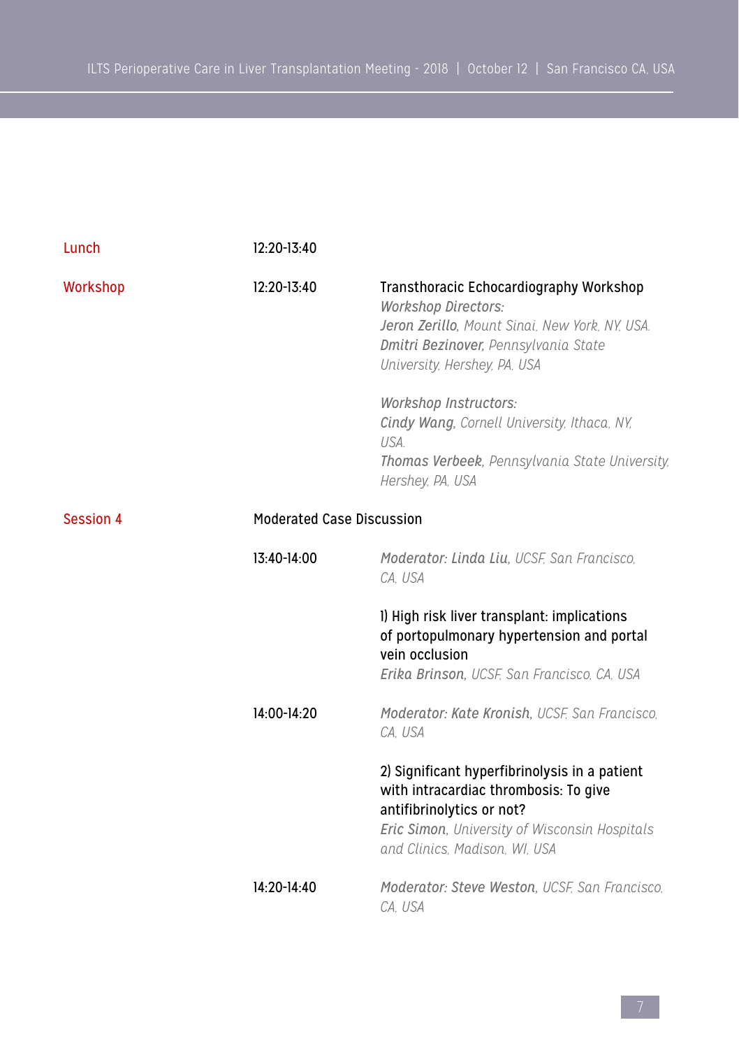| | | |
|---|---|---|
| Lunch | 12:20-13:40 | |
| Workshop | 12:20-13:40 | Transthoracic Echocardiography Workshop<br>*Workshop Directors:*<br>***Jeron Zerillo**, Mount Sinai, New York, NY, USA.*<br>***Dmitri Bezinover**, Pennsylvania State University, Hershey, PA, USA*<br><br>*Workshop Instructors:*<br>***Cindy Wang**, Cornell University, Ithaca, NY, USA.*<br>***Thomas Verbeek**, Pennsylvania State University, Hershey, PA, USA* |
| Session 4 | Moderated Case Discussion | |
| | 13:40-14:00 | *Moderator: **Linda Liu**, UCSF, San Francisco, CA, USA*<br><br>1) High risk liver transplant: implications of portopulmonary hypertension and portal vein occlusion<br>***Erika Brinson**, UCSF, San Francisco, CA, USA* |
| | 14:00-14:20 | *Moderator: **Kate Kronish**, UCSF, San Francisco, CA, USA*<br><br>2) Significant hyperfibrinolysis in a patient with intracardiac thrombosis: To give antifibrinolytics or not?<br>***Eric Simon**, University of Wisconsin Hospitals and Clinics, Madison, WI, USA* |
| | 14:20-14:40 | *Moderator: **Steve Weston**, UCSF, San Francisco, CA, USA* |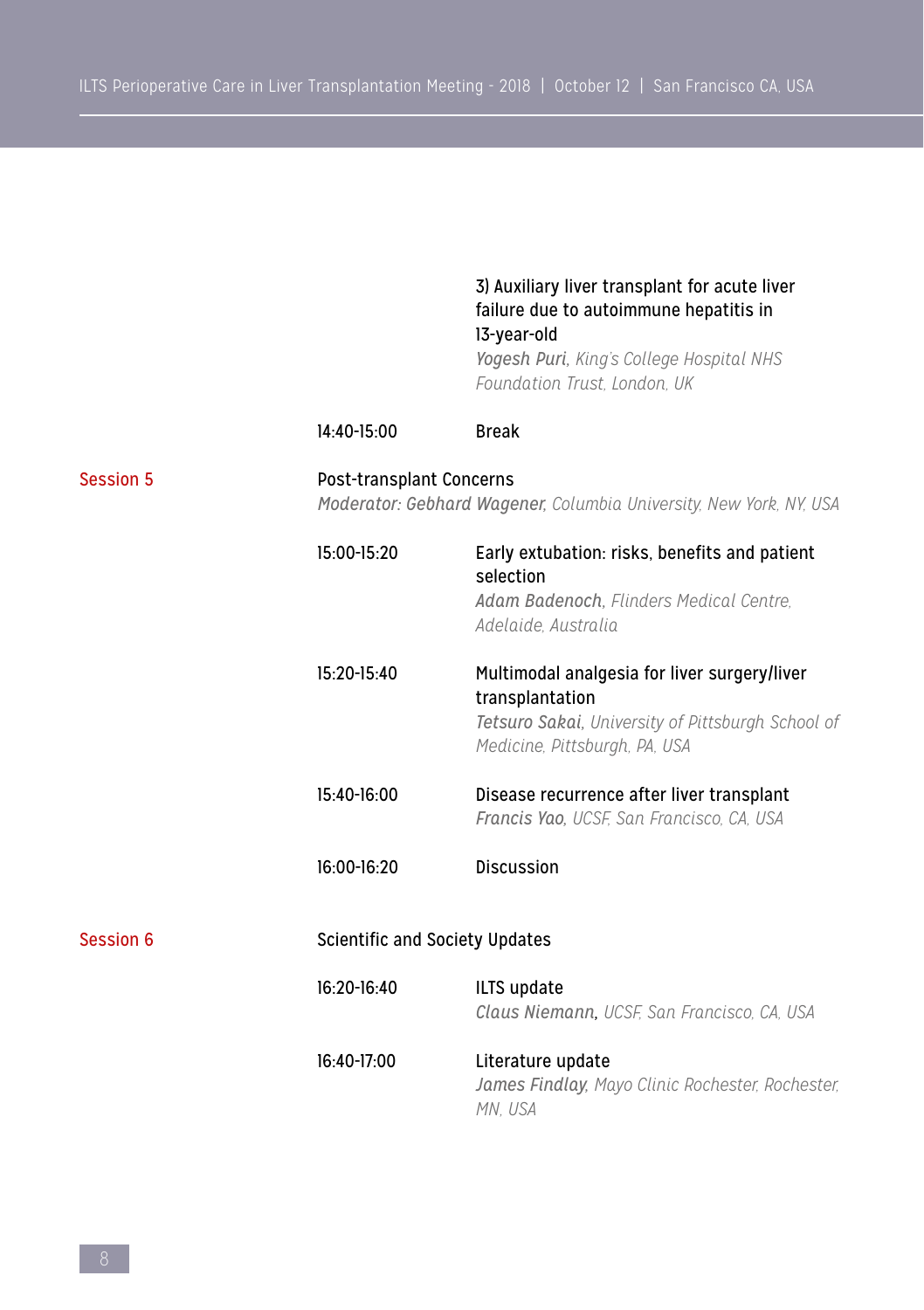3) Auxiliary liver transplant for acute liver failure due to autoimmune hepatitis in 13-year-old
***Yogesh Puri**, King's College Hospital NHS Foundation Trust, London, UK*

14:40-15:00 Break

## Session 5

**Post-transplant Concerns**
*Moderator: **Gebhard Wagener**, Columbia University, New York, NY, USA*

15:00-15:20 Early extubation: risks, benefits and patient selection
***Adam Badenoch**, Flinders Medical Centre, Adelaide, Australia*

15:20-15:40 Multimodal analgesia for liver surgery/liver transplantation
***Tetsuro Sakai**, University of Pittsburgh School of Medicine, Pittsburgh, PA, USA*

15:40-16:00 Disease recurrence after liver transplant
***Francis Yao**, UCSF, San Francisco, CA, USA*

16:00-16:20 Discussion

## Session 6

**Scientific and Society Updates**

16:20-16:40 ILTS update
***Claus Niemann**, UCSF, San Francisco, CA, USA*

16:40-17:00 Literature update
***James Findlay**, Mayo Clinic Rochester, Rochester, MN, USA*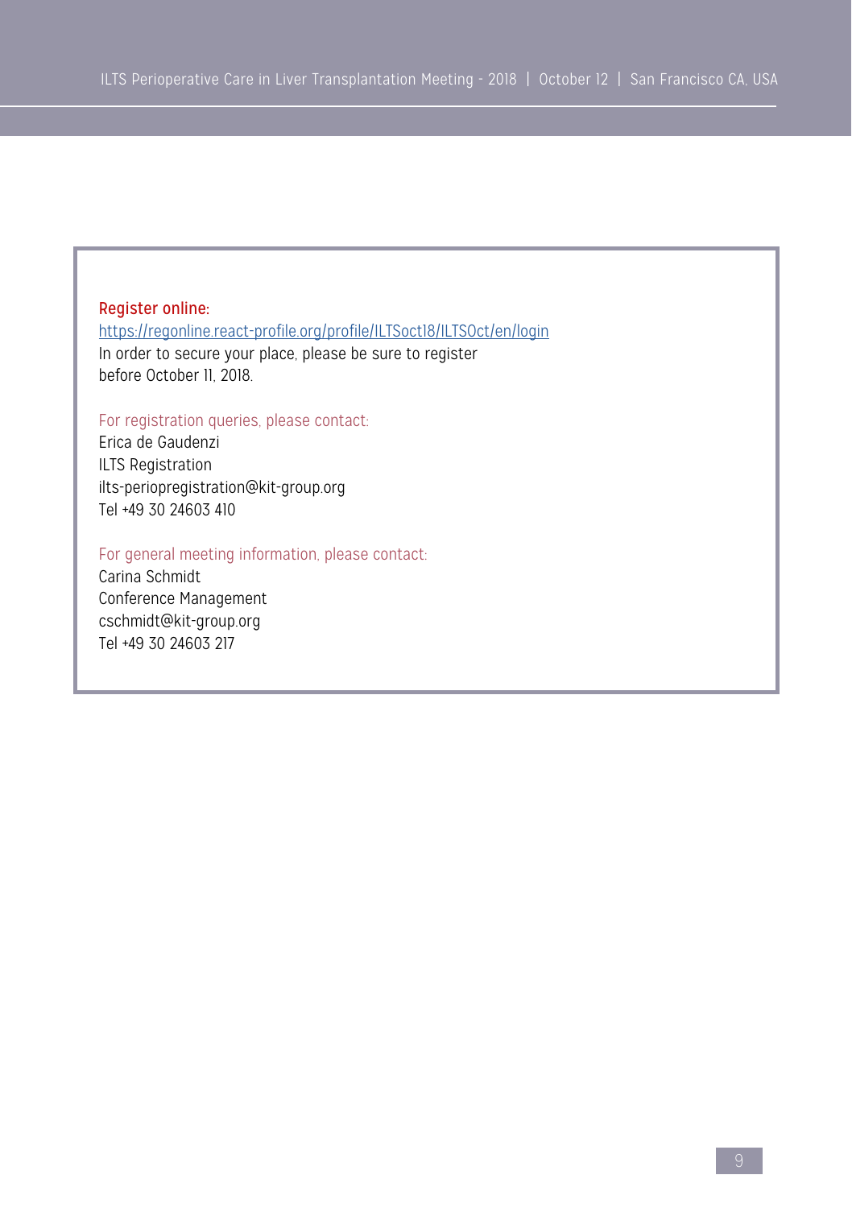**Register online:**
[https://regonline.react-profile.org/profile/ILTSoct18/ILTSOct/en/login](https://regonline.react-profile.org/profile/ILTSoct18/ILTSOct/en/login)
In order to secure your place, please be sure to register before October 11, 2018.

For registration queries, please contact:
Erica de Gaudenzi
ILTS Registration
ilts-periopregistration@kit-group.org
Tel +49 30 24603 410

For general meeting information, please contact:
Carina Schmidt
Conference Management
cschmidt@kit-group.org
Tel +49 30 24603 217